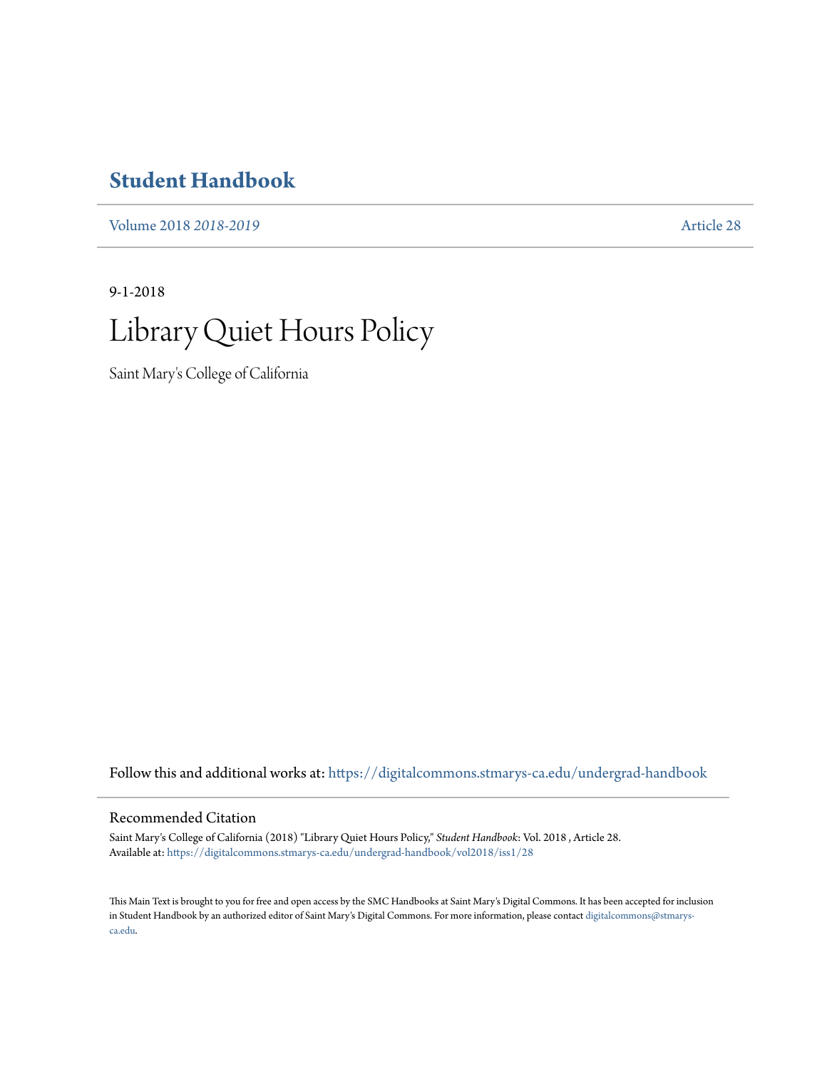# Student Handbook

Volume 2018 *2018-2019* Article 28

9-1-2018

# Library Quiet Hours Policy

Saint Mary's College of California

Follow this and additional works at: https://digitalcommons.stmarys-ca.edu/undergrad-handbook

## Recommended Citation

Saint Mary's College of California (2018) "Library Quiet Hours Policy," *Student Handbook*: Vol. 2018 , Article 28.
Available at: https://digitalcommons.stmarys-ca.edu/undergrad-handbook/vol2018/iss1/28

This Main Text is brought to you for free and open access by the SMC Handbooks at Saint Mary's Digital Commons. It has been accepted for inclusion in Student Handbook by an authorized editor of Saint Mary's Digital Commons. For more information, please contact digitalcommons@stmarys-ca.edu.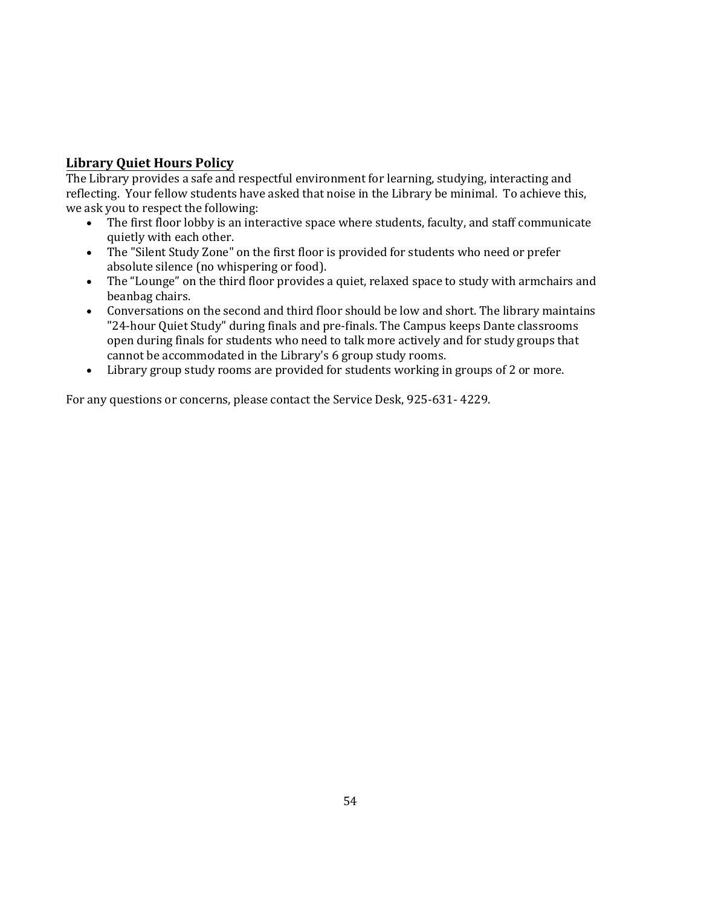## Library Quiet Hours Policy

The Library provides a safe and respectful environment for learning, studying, interacting and reflecting. Your fellow students have asked that noise in the Library be minimal. To achieve this, we ask you to respect the following:

- The first floor lobby is an interactive space where students, faculty, and staff communicate quietly with each other.
- The "Silent Study Zone" on the first floor is provided for students who need or prefer absolute silence (no whispering or food).
- The “Lounge” on the third floor provides a quiet, relaxed space to study with armchairs and beanbag chairs.
- Conversations on the second and third floor should be low and short. The library maintains "24-hour Quiet Study" during finals and pre-finals. The Campus keeps Dante classrooms open during finals for students who need to talk more actively and for study groups that cannot be accommodated in the Library's 6 group study rooms.
- Library group study rooms are provided for students working in groups of 2 or more.

For any questions or concerns, please contact the Service Desk, 925-631- 4229.